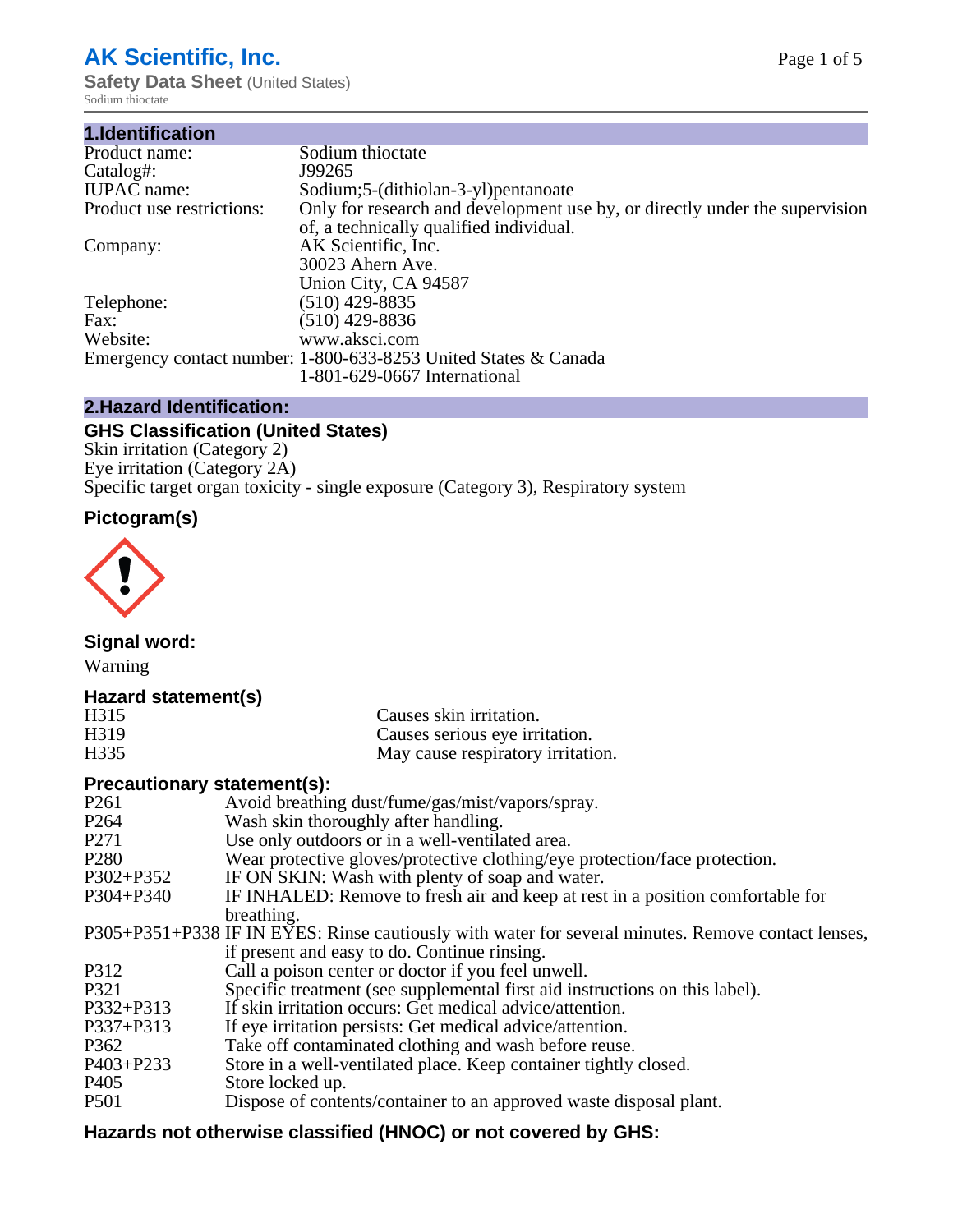# AK Scientific, Inc.

**Safety Data Sheet** (United States)
Sodium thioctate

## 1.Identification

| | |
|---|---|
| Product name: | Sodium thioctate |
| Catalog#: | J99265 |
| IUPAC name: | Sodium;5-(dithiolan-3-yl)pentanoate |
| Product use restrictions: | Only for research and development use by, or directly under the supervision of, a technically qualified individual. |
| Company: | AK Scientific, Inc.<br>30023 Ahern Ave.<br>Union City, CA 94587 |
| Telephone: | (510) 429-8835 |
| Fax: | (510) 429-8836 |
| Website: | www.aksci.com |
| Emergency contact number: | 1-800-633-8253 United States & Canada<br>1-801-629-0667 International |

## 2.Hazard Identification:

### GHS Classification (United States)

Skin irritation (Category 2)
Eye irritation (Category 2A)
Specific target organ toxicity - single exposure (Category 3), Respiratory system

### Pictogram(s)

### Signal word:

Warning

### Hazard statement(s)

| | |
|---|---|
| H315 | Causes skin irritation. |
| H319 | Causes serious eye irritation. |
| H335 | May cause respiratory irritation. |

### Precautionary statement(s):

| | |
|---|---|
| P261 | Avoid breathing dust/fume/gas/mist/vapors/spray. |
| P264 | Wash skin thoroughly after handling. |
| P271 | Use only outdoors or in a well-ventilated area. |
| P280 | Wear protective gloves/protective clothing/eye protection/face protection. |
| P302+P352 | IF ON SKIN: Wash with plenty of soap and water. |
| P304+P340 | IF INHALED: Remove to fresh air and keep at rest in a position comfortable for breathing. |
| P305+P351+P338 | IF IN EYES: Rinse cautiously with water for several minutes. Remove contact lenses, if present and easy to do. Continue rinsing. |
| P312 | Call a poison center or doctor if you feel unwell. |
| P321 | Specific treatment (see supplemental first aid instructions on this label). |
| P332+P313 | If skin irritation occurs: Get medical advice/attention. |
| P337+P313 | If eye irritation persists: Get medical advice/attention. |
| P362 | Take off contaminated clothing and wash before reuse. |
| P403+P233 | Store in a well-ventilated place. Keep container tightly closed. |
| P405 | Store locked up. |
| P501 | Dispose of contents/container to an approved waste disposal plant. |

### Hazards not otherwise classified (HNOC) or not covered by GHS: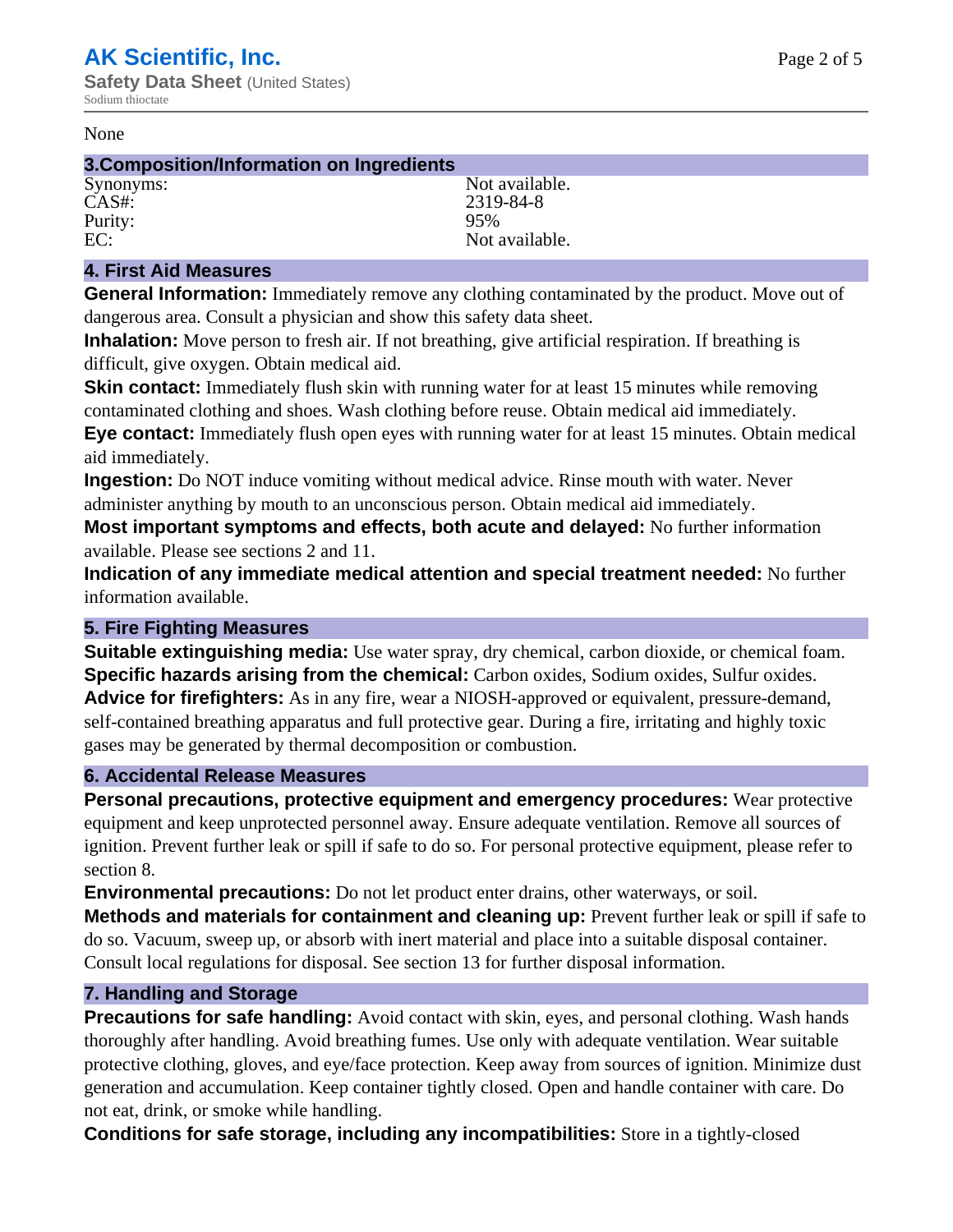None

## 3.Composition/Information on Ingredients

| | |
|---|---|
| Synonyms: | Not available. |
| CAS#: | 2319-84-8 |
| Purity: | 95% |
| EC: | Not available. |

## 4. First Aid Measures

**General Information:** Immediately remove any clothing contaminated by the product. Move out of dangerous area. Consult a physician and show this safety data sheet.

**Inhalation:** Move person to fresh air. If not breathing, give artificial respiration. If breathing is difficult, give oxygen. Obtain medical aid.

**Skin contact:** Immediately flush skin with running water for at least 15 minutes while removing contaminated clothing and shoes. Wash clothing before reuse. Obtain medical aid immediately.

**Eye contact:** Immediately flush open eyes with running water for at least 15 minutes. Obtain medical aid immediately.

**Ingestion:** Do NOT induce vomiting without medical advice. Rinse mouth with water. Never administer anything by mouth to an unconscious person. Obtain medical aid immediately.

**Most important symptoms and effects, both acute and delayed:** No further information available. Please see sections 2 and 11.

**Indication of any immediate medical attention and special treatment needed:** No further information available.

## 5. Fire Fighting Measures

**Suitable extinguishing media:** Use water spray, dry chemical, carbon dioxide, or chemical foam.

**Specific hazards arising from the chemical:** Carbon oxides, Sodium oxides, Sulfur oxides.

**Advice for firefighters:** As in any fire, wear a NIOSH-approved or equivalent, pressure-demand, self-contained breathing apparatus and full protective gear. During a fire, irritating and highly toxic gases may be generated by thermal decomposition or combustion.

## 6. Accidental Release Measures

**Personal precautions, protective equipment and emergency procedures:** Wear protective equipment and keep unprotected personnel away. Ensure adequate ventilation. Remove all sources of ignition. Prevent further leak or spill if safe to do so. For personal protective equipment, please refer to section 8.

**Environmental precautions:** Do not let product enter drains, other waterways, or soil.

**Methods and materials for containment and cleaning up:** Prevent further leak or spill if safe to do so. Vacuum, sweep up, or absorb with inert material and place into a suitable disposal container. Consult local regulations for disposal. See section 13 for further disposal information.

## 7. Handling and Storage

**Precautions for safe handling:** Avoid contact with skin, eyes, and personal clothing. Wash hands thoroughly after handling. Avoid breathing fumes. Use only with adequate ventilation. Wear suitable protective clothing, gloves, and eye/face protection. Keep away from sources of ignition. Minimize dust generation and accumulation. Keep container tightly closed. Open and handle container with care. Do not eat, drink, or smoke while handling.

**Conditions for safe storage, including any incompatibilities:** Store in a tightly-closed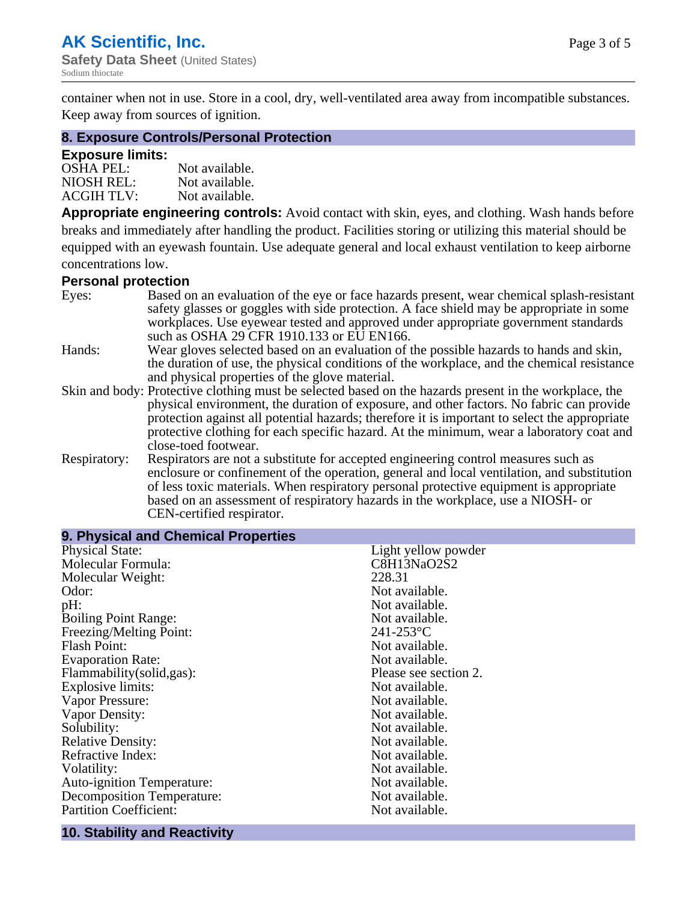container when not in use. Store in a cool, dry, well-ventilated area away from incompatible substances. Keep away from sources of ignition.

## 8. Exposure Controls/Personal Protection

### Exposure limits:

OSHA PEL: Not available.
NIOSH REL: Not available.
ACGIH TLV: Not available.

**Appropriate engineering controls:** Avoid contact with skin, eyes, and clothing. Wash hands before breaks and immediately after handling the product. Facilities storing or utilizing this material should be equipped with an eyewash fountain. Use adequate general and local exhaust ventilation to keep airborne concentrations low.

### Personal protection

Eyes: Based on an evaluation of the eye or face hazards present, wear chemical splash-resistant safety glasses or goggles with side protection. A face shield may be appropriate in some workplaces. Use eyewear tested and approved under appropriate government standards such as OSHA 29 CFR 1910.133 or EU EN166.

Hands: Wear gloves selected based on an evaluation of the possible hazards to hands and skin, the duration of use, the physical conditions of the workplace, and the chemical resistance and physical properties of the glove material.

Skin and body: Protective clothing must be selected based on the hazards present in the workplace, the physical environment, the duration of exposure, and other factors. No fabric can provide protection against all potential hazards; therefore it is important to select the appropriate protective clothing for each specific hazard. At the minimum, wear a laboratory coat and close-toed footwear.

Respiratory: Respirators are not a substitute for accepted engineering control measures such as enclosure or confinement of the operation, general and local ventilation, and substitution of less toxic materials. When respiratory personal protective equipment is appropriate based on an assessment of respiratory hazards in the workplace, use a NIOSH- or CEN-certified respirator.

## 9. Physical and Chemical Properties

| Property | Value |
|---|---|
| Physical State: | Light yellow powder |
| Molecular Formula: | C8H13NaO2S2 |
| Molecular Weight: | 228.31 |
| Odor: | Not available. |
| pH: | Not available. |
| Boiling Point Range: | Not available. |
| Freezing/Melting Point: | 241-253°C |
| Flash Point: | Not available. |
| Evaporation Rate: | Not available. |
| Flammability(solid,gas): | Please see section 2. |
| Explosive limits: | Not available. |
| Vapor Pressure: | Not available. |
| Vapor Density: | Not available. |
| Solubility: | Not available. |
| Relative Density: | Not available. |
| Refractive Index: | Not available. |
| Volatility: | Not available. |
| Auto-ignition Temperature: | Not available. |
| Decomposition Temperature: | Not available. |
| Partition Coefficient: | Not available. |

## 10. Stability and Reactivity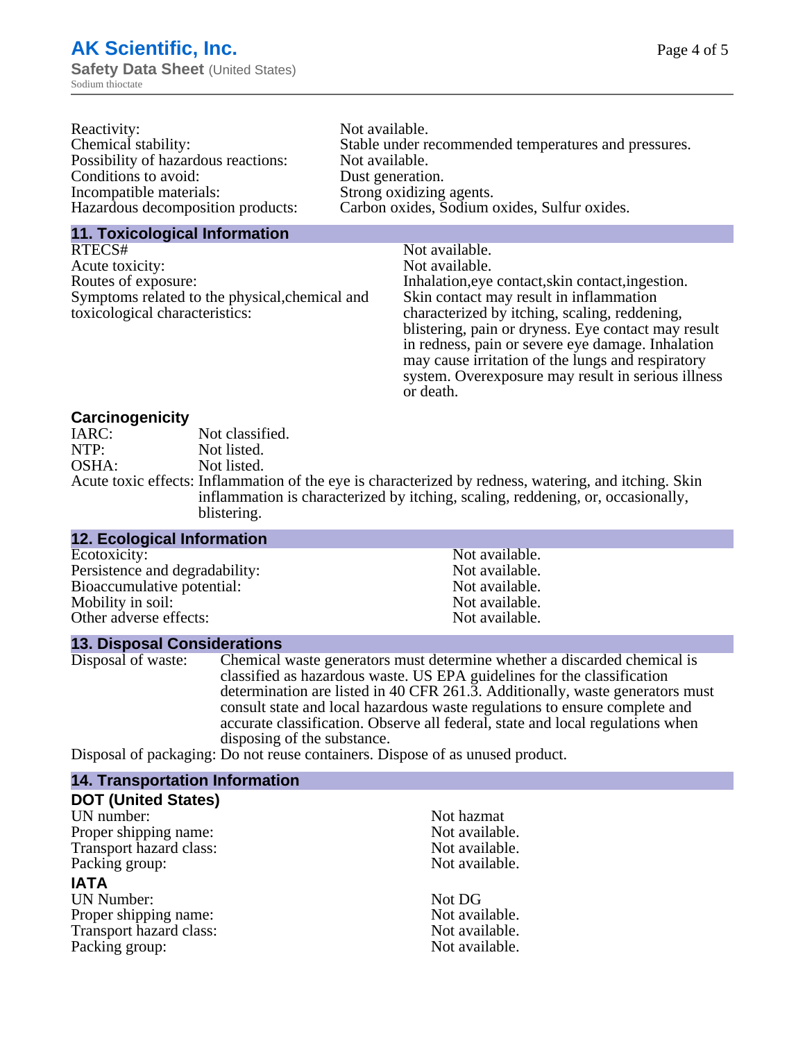| | |
|---|---|
| Reactivity: | Not available. |
| Chemical stability: | Stable under recommended temperatures and pressures. |
| Possibility of hazardous reactions: | Not available. |
| Conditions to avoid: | Dust generation. |
| Incompatible materials: | Strong oxidizing agents. |
| Hazardous decomposition products: | Carbon oxides, Sodium oxides, Sulfur oxides. |

## 11. Toxicological Information

| | |
|---|---|
| RTECS# | Not available. |
| Acute toxicity: | Not available. |
| Routes of exposure: | Inhalation,eye contact,skin contact,ingestion. |
| Symptoms related to the physical,chemical and toxicological characteristics: | Skin contact may result in inflammation characterized by itching, scaling, reddening, blistering, pain or dryness. Eye contact may result in redness, pain or severe eye damage. Inhalation may cause irritation of the lungs and respiratory system. Overexposure may result in serious illness or death. |

### Carcinogenicity

| | |
|---|---|
| IARC: | Not classified. |
| NTP: | Not listed. |
| OSHA: | Not listed. |
| Acute toxic effects: | Inflammation of the eye is characterized by redness, watering, and itching. Skin inflammation is characterized by itching, scaling, reddening, or, occasionally, blistering. |

## 12. Ecological Information

| | |
|---|---|
| Ecotoxicity: | Not available. |
| Persistence and degradability: | Not available. |
| Bioaccumulative potential: | Not available. |
| Mobility in soil: | Not available. |
| Other adverse effects: | Not available. |

## 13. Disposal Considerations

| | |
|---|---|
| Disposal of waste: | Chemical waste generators must determine whether a discarded chemical is classified as hazardous waste. US EPA guidelines for the classification determination are listed in 40 CFR 261.3. Additionally, waste generators must consult state and local hazardous waste regulations to ensure complete and accurate classification. Observe all federal, state and local regulations when disposing of the substance. |
| Disposal of packaging: | Do not reuse containers. Dispose of as unused product. |

## 14. Transportation Information

### DOT (United States)

| | |
|---|---|
| UN number: | Not hazmat |
| Proper shipping name: | Not available. |
| Transport hazard class: | Not available. |
| Packing group: | Not available. |

### IATA

| | |
|---|---|
| UN Number: | Not DG |
| Proper shipping name: | Not available. |
| Transport hazard class: | Not available. |
| Packing group: | Not available. |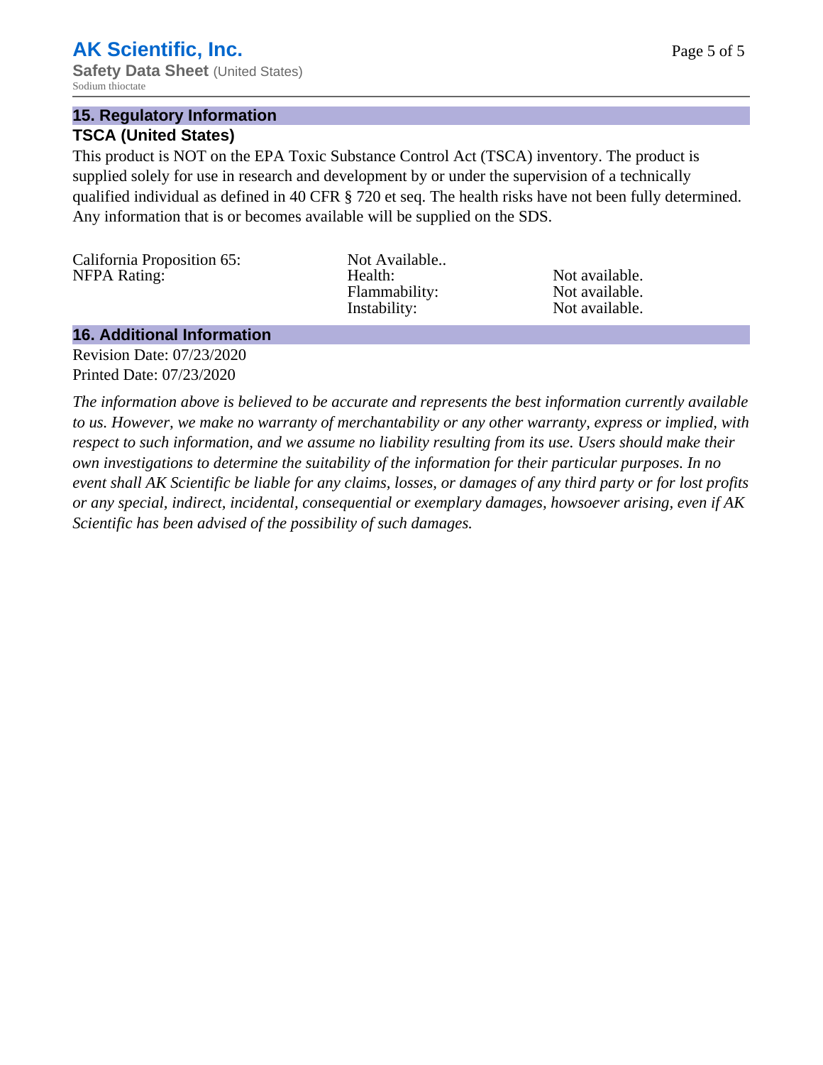## 15. Regulatory Information

### TSCA (United States)

This product is NOT on the EPA Toxic Substance Control Act (TSCA) inventory. The product is supplied solely for use in research and development by or under the supervision of a technically qualified individual as defined in 40 CFR § 720 et seq. The health risks have not been fully determined. Any information that is or becomes available will be supplied on the SDS.

| | | |
|---|---|---|
| California Proposition 65: | Not Available.. | |
| NFPA Rating: | Health: | Not available. |
| | Flammability: | Not available. |
| | Instability: | Not available. |

## 16. Additional Information

Revision Date: 07/23/2020
Printed Date: 07/23/2020

*The information above is believed to be accurate and represents the best information currently available to us. However, we make no warranty of merchantability or any other warranty, express or implied, with respect to such information, and we assume no liability resulting from its use. Users should make their own investigations to determine the suitability of the information for their particular purposes. In no event shall AK Scientific be liable for any claims, losses, or damages of any third party or for lost profits or any special, indirect, incidental, consequential or exemplary damages, howsoever arising, even if AK Scientific has been advised of the possibility of such damages.*